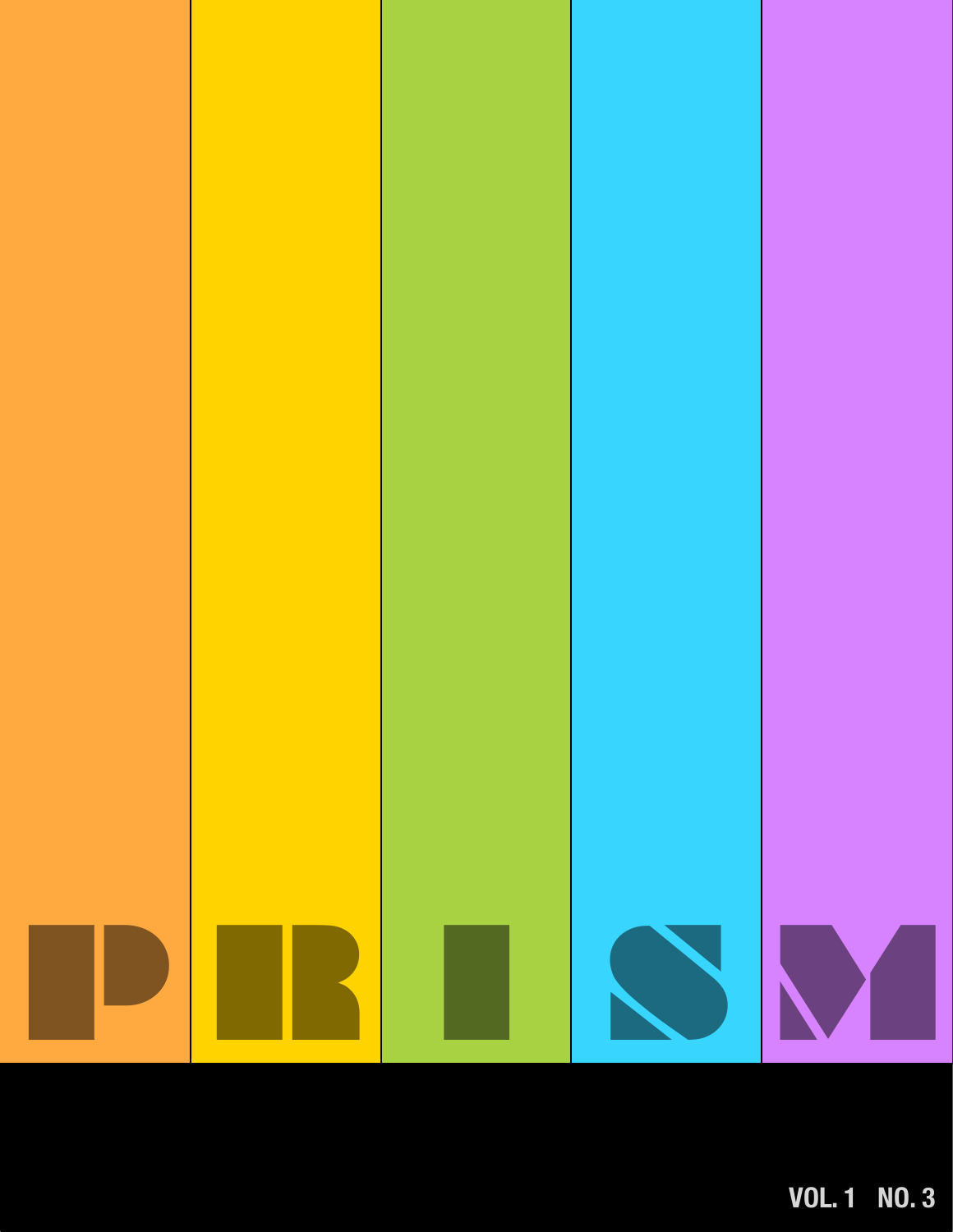# PRISM

VOL. 1 NO. 3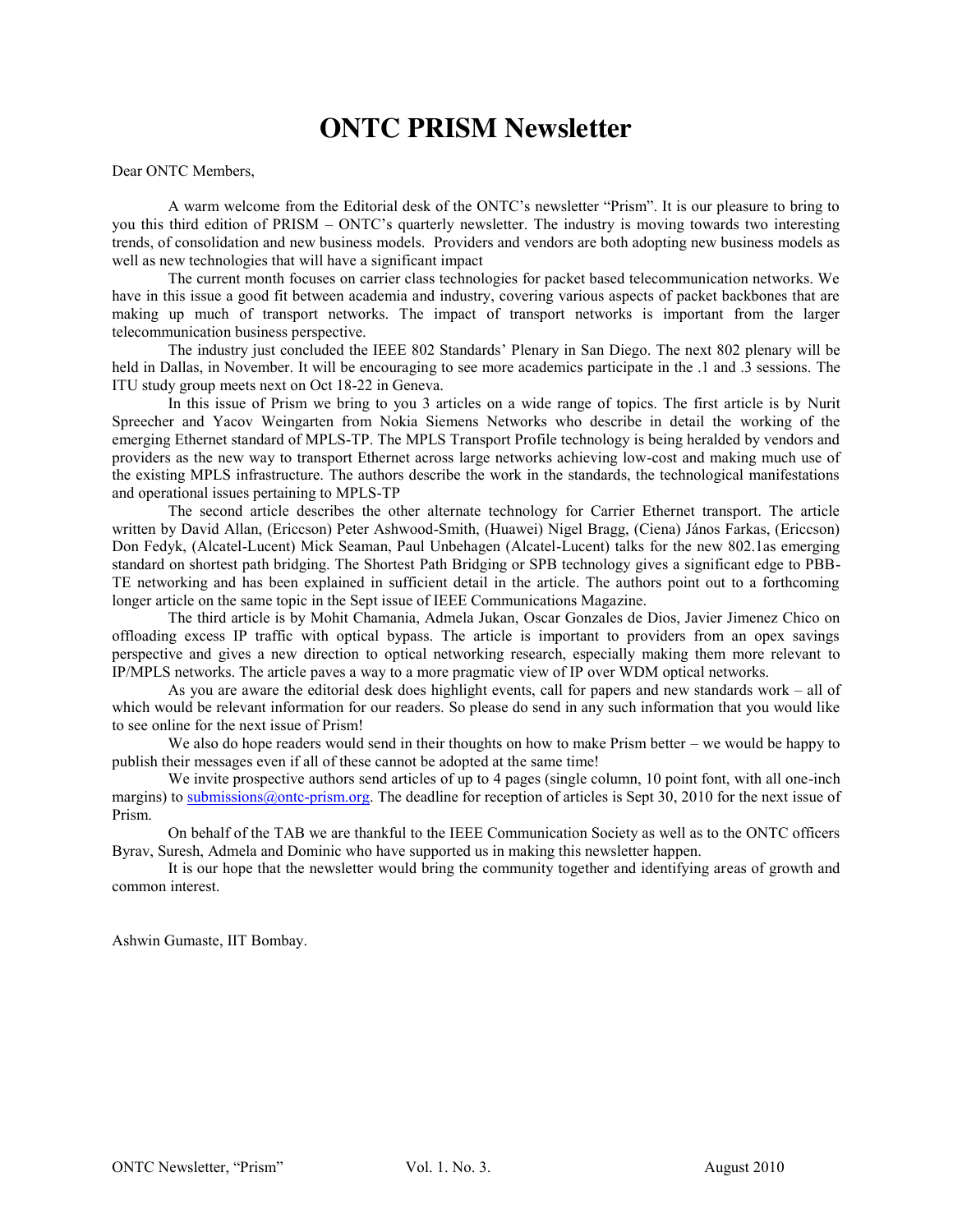# ONTC PRISM Newsletter

Dear ONTC Members,

A warm welcome from the Editorial desk of the ONTC's newsletter "Prism". It is our pleasure to bring to you this third edition of PRISM – ONTC's quarterly newsletter. The industry is moving towards two interesting trends, of consolidation and new business models. Providers and vendors are both adopting new business models as well as new technologies that will have a significant impact

The current month focuses on carrier class technologies for packet based telecommunication networks. We have in this issue a good fit between academia and industry, covering various aspects of packet backbones that are making up much of transport networks. The impact of transport networks is important from the larger telecommunication business perspective.

The industry just concluded the IEEE 802 Standards' Plenary in San Diego. The next 802 plenary will be held in Dallas, in November. It will be encouraging to see more academics participate in the .1 and .3 sessions. The ITU study group meets next on Oct 18-22 in Geneva.

In this issue of Prism we bring to you 3 articles on a wide range of topics. The first article is by Nurit Spreecher and Yacov Weingarten from Nokia Siemens Networks who describe in detail the working of the emerging Ethernet standard of MPLS-TP. The MPLS Transport Profile technology is being heralded by vendors and providers as the new way to transport Ethernet across large networks achieving low-cost and making much use of the existing MPLS infrastructure. The authors describe the work in the standards, the technological manifestations and operational issues pertaining to MPLS-TP

The second article describes the other alternate technology for Carrier Ethernet transport. The article written by David Allan, (Ericcson) Peter Ashwood-Smith, (Huawei) Nigel Bragg, (Ciena) János Farkas, (Ericcson) Don Fedyk, (Alcatel-Lucent) Mick Seaman, Paul Unbehagen (Alcatel-Lucent) talks for the new 802.1as emerging standard on shortest path bridging. The Shortest Path Bridging or SPB technology gives a significant edge to PBB-TE networking and has been explained in sufficient detail in the article. The authors point out to a forthcoming longer article on the same topic in the Sept issue of IEEE Communications Magazine.

The third article is by Mohit Chamania, Admela Jukan, Oscar Gonzales de Dios, Javier Jimenez Chico on offloading excess IP traffic with optical bypass. The article is important to providers from an opex savings perspective and gives a new direction to optical networking research, especially making them more relevant to IP/MPLS networks. The article paves a way to a more pragmatic view of IP over WDM optical networks.

As you are aware the editorial desk does highlight events, call for papers and new standards work – all of which would be relevant information for our readers. So please do send in any such information that you would like to see online for the next issue of Prism!

We also do hope readers would send in their thoughts on how to make Prism better – we would be happy to publish their messages even if all of these cannot be adopted at the same time!

We invite prospective authors send articles of up to 4 pages (single column, 10 point font, with all one-inch margins) to submissions@ontc-prism.org. The deadline for reception of articles is Sept 30, 2010 for the next issue of Prism.

On behalf of the TAB we are thankful to the IEEE Communication Society as well as to the ONTC officers Byrav, Suresh, Admela and Dominic who have supported us in making this newsletter happen.

It is our hope that the newsletter would bring the community together and identifying areas of growth and common interest.

Ashwin Gumaste, IIT Bombay.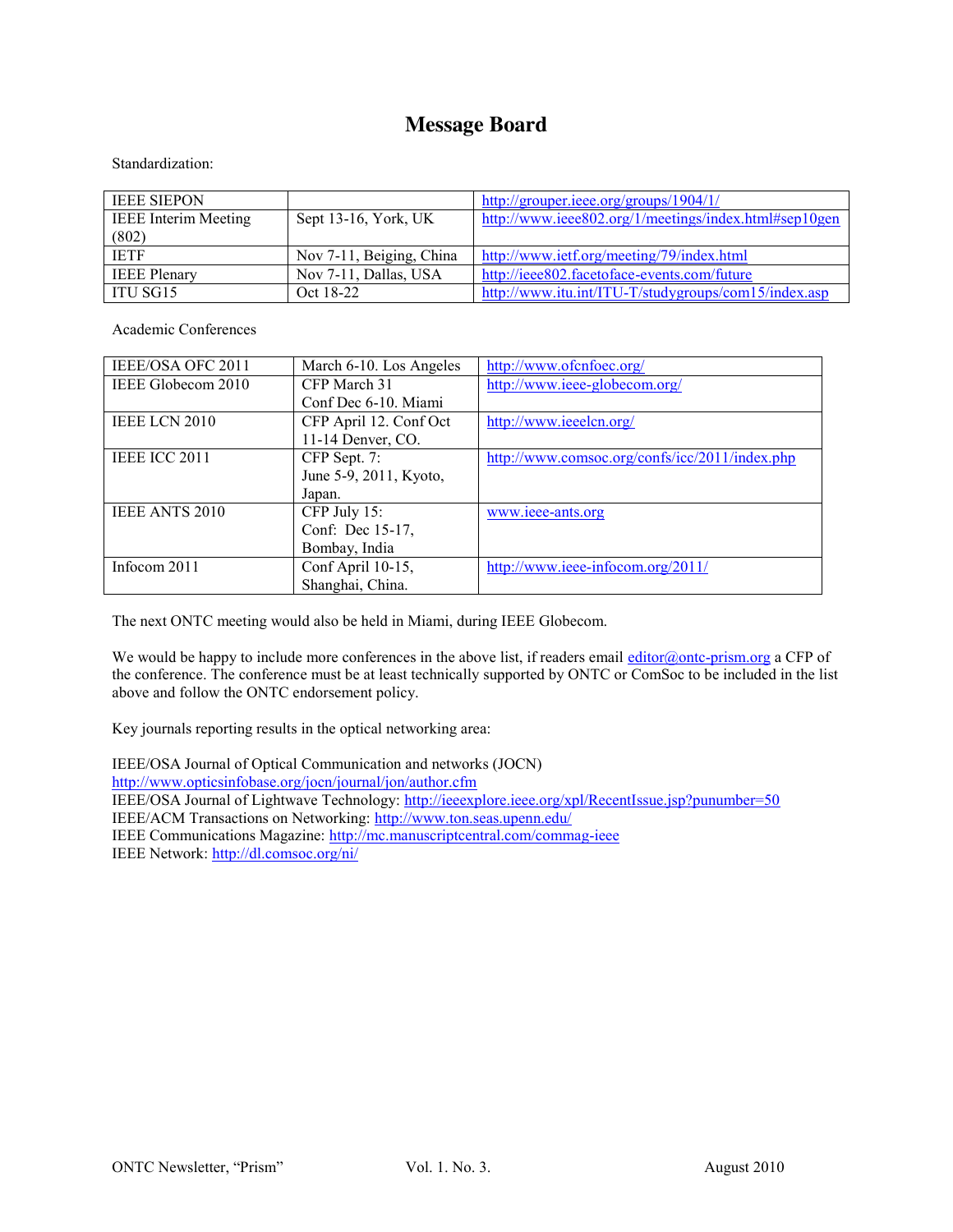# Message Board

Standardization:

| IEEE SIEPON | | http://grouper.ieee.org/groups/1904/1/ |
|---|---|---|
| IEEE Interim Meeting (802) | Sept 13-16, York, UK | http://www.ieee802.org/1/meetings/index.html#sep10gen |
| IETF | Nov 7-11, Beiging, China | http://www.ietf.org/meeting/79/index.html |
| IEEE Plenary | Nov 7-11, Dallas, USA | http://ieee802.facetoface-events.com/future |
| ITU SG15 | Oct 18-22 | http://www.itu.int/ITU-T/studygroups/com15/index.asp |

Academic Conferences

| IEEE/OSA OFC 2011 | March 6-10. Los Angeles | http://www.ofcnfoec.org/ |
|---|---|---|
| IEEE Globecom 2010 | CFP March 31 Conf Dec 6-10. Miami | http://www.ieee-globecom.org/ |
| IEEE LCN 2010 | CFP April 12. Conf Oct 11-14 Denver, CO. | http://www.ieeelcn.org/ |
| IEEE ICC 2011 | CFP Sept. 7: June 5-9, 2011, Kyoto, Japan. | http://www.comsoc.org/confs/icc/2011/index.php |
| IEEE ANTS 2010 | CFP July 15: Conf: Dec 15-17, Bombay, India | www.ieee-ants.org |
| Infocom 2011 | Conf April 10-15, Shanghai, China. | http://www.ieee-infocom.org/2011/ |

The next ONTC meeting would also be held in Miami, during IEEE Globecom.

We would be happy to include more conferences in the above list, if readers email editor@ontc-prism.org a CFP of the conference. The conference must be at least technically supported by ONTC or ComSoc to be included in the list above and follow the ONTC endorsement policy.

Key journals reporting results in the optical networking area:

IEEE/OSA Journal of Optical Communication and networks (JOCN)
http://www.opticsinfobase.org/jocn/journal/jon/author.cfm
IEEE/OSA Journal of Lightwave Technology: http://ieeexplore.ieee.org/xpl/RecentIssue.jsp?punumber=50
IEEE/ACM Transactions on Networking: http://www.ton.seas.upenn.edu/
IEEE Communications Magazine: http://mc.manuscriptcentral.com/commag-ieee
IEEE Network: http://dl.comsoc.org/ni/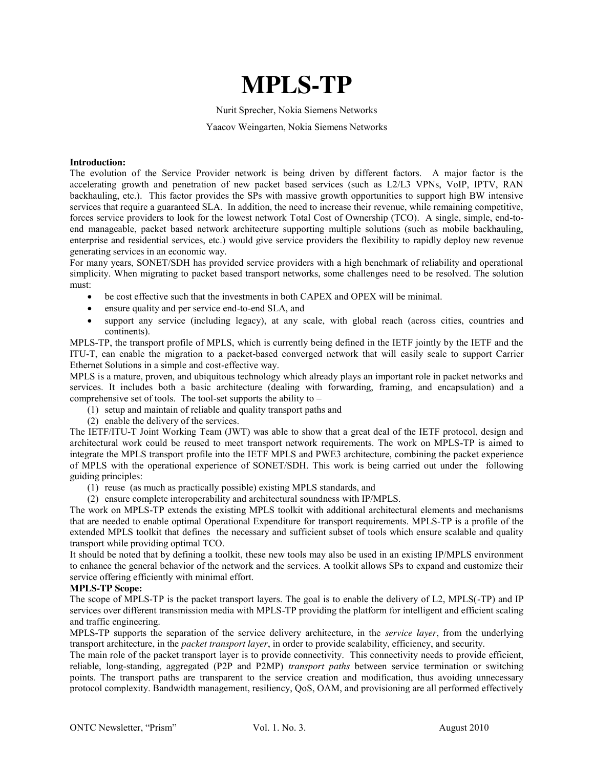# MPLS-TP

Nurit Sprecher, Nokia Siemens Networks

Yaacov Weingarten, Nokia Siemens Networks

**Introduction:**

The evolution of the Service Provider network is being driven by different factors. A major factor is the accelerating growth and penetration of new packet based services (such as L2/L3 VPNs, VoIP, IPTV, RAN backhauling, etc.). This factor provides the SPs with massive growth opportunities to support high BW intensive services that require a guaranteed SLA. In addition, the need to increase their revenue, while remaining competitive, forces service providers to look for the lowest network Total Cost of Ownership (TCO). A single, simple, end-to-end manageable, packet based network architecture supporting multiple solutions (such as mobile backhauling, enterprise and residential services, etc.) would give service providers the flexibility to rapidly deploy new revenue generating services in an economic way.

For many years, SONET/SDH has provided service providers with a high benchmark of reliability and operational simplicity. When migrating to packet based transport networks, some challenges need to be resolved. The solution must:

- be cost effective such that the investments in both CAPEX and OPEX will be minimal.
- ensure quality and per service end-to-end SLA, and
- support any service (including legacy), at any scale, with global reach (across cities, countries and continents).

MPLS-TP, the transport profile of MPLS, which is currently being defined in the IETF jointly by the IETF and the ITU-T, can enable the migration to a packet-based converged network that will easily scale to support Carrier Ethernet Solutions in a simple and cost-effective way.

MPLS is a mature, proven, and ubiquitous technology which already plays an important role in packet networks and services. It includes both a basic architecture (dealing with forwarding, framing, and encapsulation) and a comprehensive set of tools. The tool-set supports the ability to –

(1) setup and maintain of reliable and quality transport paths and
(2) enable the delivery of the services.

The IETF/ITU-T Joint Working Team (JWT) was able to show that a great deal of the IETF protocol, design and architectural work could be reused to meet transport network requirements. The work on MPLS-TP is aimed to integrate the MPLS transport profile into the IETF MPLS and PWE3 architecture, combining the packet experience of MPLS with the operational experience of SONET/SDH. This work is being carried out under the following guiding principles:

(1) reuse (as much as practically possible) existing MPLS standards, and
(2) ensure complete interoperability and architectural soundness with IP/MPLS.

The work on MPLS-TP extends the existing MPLS toolkit with additional architectural elements and mechanisms that are needed to enable optimal Operational Expenditure for transport requirements. MPLS-TP is a profile of the extended MPLS toolkit that defines the necessary and sufficient subset of tools which ensure scalable and quality transport while providing optimal TCO.

It should be noted that by defining a toolkit, these new tools may also be used in an existing IP/MPLS environment to enhance the general behavior of the network and the services. A toolkit allows SPs to expand and customize their service offering efficiently with minimal effort.

**MPLS-TP Scope:**

The scope of MPLS-TP is the packet transport layers. The goal is to enable the delivery of L2, MPLS(-TP) and IP services over different transmission media with MPLS-TP providing the platform for intelligent and efficient scaling and traffic engineering.

MPLS-TP supports the separation of the service delivery architecture, in the *service layer*, from the underlying transport architecture, in the *packet transport layer*, in order to provide scalability, efficiency, and security.

The main role of the packet transport layer is to provide connectivity. This connectivity needs to provide efficient, reliable, long-standing, aggregated (P2P and P2MP) *transport paths* between service termination or switching points. The transport paths are transparent to the service creation and modification, thus avoiding unnecessary protocol complexity. Bandwidth management, resiliency, QoS, OAM, and provisioning are all performed effectively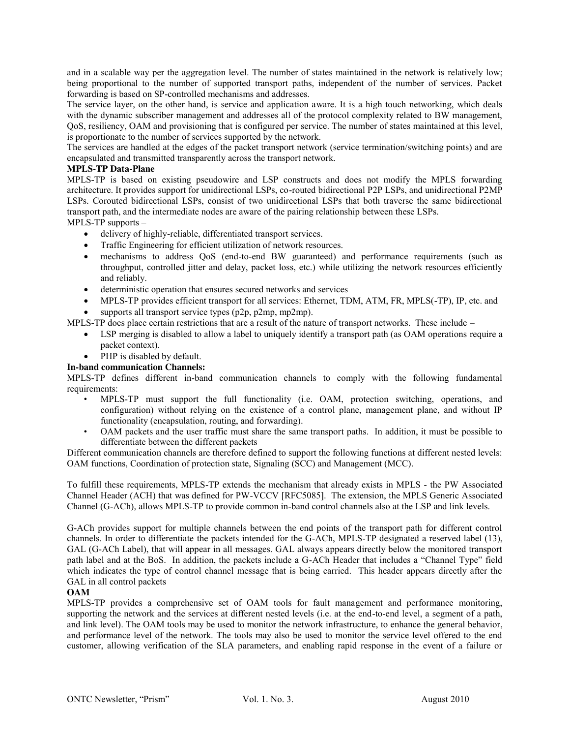and in a scalable way per the aggregation level. The number of states maintained in the network is relatively low; being proportional to the number of supported transport paths, independent of the number of services. Packet forwarding is based on SP-controlled mechanisms and addresses.

The service layer, on the other hand, is service and application aware. It is a high touch networking, which deals with the dynamic subscriber management and addresses all of the protocol complexity related to BW management, QoS, resiliency, OAM and provisioning that is configured per service. The number of states maintained at this level, is proportionate to the number of services supported by the network.

The services are handled at the edges of the packet transport network (service termination/switching points) and are encapsulated and transmitted transparently across the transport network.

**MPLS-TP Data-Plane**

MPLS-TP is based on existing pseudowire and LSP constructs and does not modify the MPLS forwarding architecture. It provides support for unidirectional LSPs, co-routed bidirectional P2P LSPs, and unidirectional P2MP LSPs. Corouted bidirectional LSPs, consist of two unidirectional LSPs that both traverse the same bidirectional transport path, and the intermediate nodes are aware of the pairing relationship between these LSPs.

MPLS-TP supports –

- delivery of highly-reliable, differentiated transport services.
- Traffic Engineering for efficient utilization of network resources.
- mechanisms to address QoS (end-to-end BW guaranteed) and performance requirements (such as throughput, controlled jitter and delay, packet loss, etc.) while utilizing the network resources efficiently and reliably.
- deterministic operation that ensures secured networks and services
- MPLS-TP provides efficient transport for all services: Ethernet, TDM, ATM, FR, MPLS(-TP), IP, etc. and
- supports all transport service types (p2p, p2mp, mp2mp).

MPLS-TP does place certain restrictions that are a result of the nature of transport networks. These include –

- LSP merging is disabled to allow a label to uniquely identify a transport path (as OAM operations require a packet context).
- PHP is disabled by default.

**In-band communication Channels:**

MPLS-TP defines different in-band communication channels to comply with the following fundamental requirements:

- MPLS-TP must support the full functionality (i.e. OAM, protection switching, operations, and configuration) without relying on the existence of a control plane, management plane, and without IP functionality (encapsulation, routing, and forwarding).
- OAM packets and the user traffic must share the same transport paths. In addition, it must be possible to differentiate between the different packets

Different communication channels are therefore defined to support the following functions at different nested levels: OAM functions, Coordination of protection state, Signaling (SCC) and Management (MCC).

To fulfill these requirements, MPLS-TP extends the mechanism that already exists in MPLS - the PW Associated Channel Header (ACH) that was defined for PW-VCCV [RFC5085]. The extension, the MPLS Generic Associated Channel (G-ACh), allows MPLS-TP to provide common in-band control channels also at the LSP and link levels.

G-ACh provides support for multiple channels between the end points of the transport path for different control channels. In order to differentiate the packets intended for the G-ACh, MPLS-TP designated a reserved label (13), GAL (G-ACh Label), that will appear in all messages. GAL always appears directly below the monitored transport path label and at the BoS. In addition, the packets include a G-ACh Header that includes a "Channel Type" field which indicates the type of control channel message that is being carried. This header appears directly after the GAL in all control packets

**OAM**

MPLS-TP provides a comprehensive set of OAM tools for fault management and performance monitoring, supporting the network and the services at different nested levels (i.e. at the end-to-end level, a segment of a path, and link level). The OAM tools may be used to monitor the network infrastructure, to enhance the general behavior, and performance level of the network. The tools may also be used to monitor the service level offered to the end customer, allowing verification of the SLA parameters, and enabling rapid response in the event of a failure or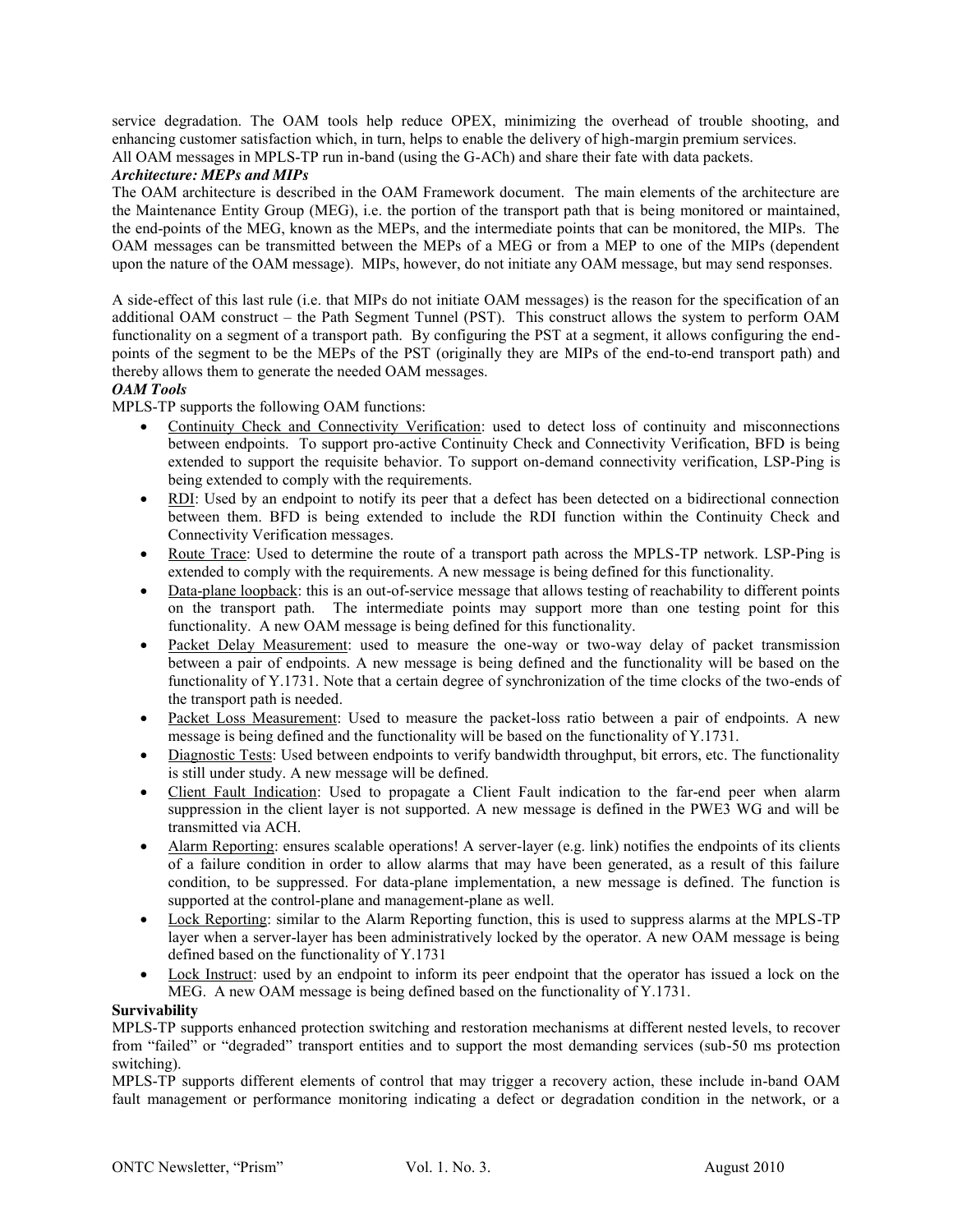service degradation. The OAM tools help reduce OPEX, minimizing the overhead of trouble shooting, and enhancing customer satisfaction which, in turn, helps to enable the delivery of high-margin premium services.

All OAM messages in MPLS-TP run in-band (using the G-ACh) and share their fate with data packets.

***Architecture: MEPs and MIPs***

The OAM architecture is described in the OAM Framework document. The main elements of the architecture are the Maintenance Entity Group (MEG), i.e. the portion of the transport path that is being monitored or maintained, the end-points of the MEG, known as the MEPs, and the intermediate points that can be monitored, the MIPs. The OAM messages can be transmitted between the MEPs of a MEG or from a MEP to one of the MIPs (dependent upon the nature of the OAM message). MIPs, however, do not initiate any OAM message, but may send responses.

A side-effect of this last rule (i.e. that MIPs do not initiate OAM messages) is the reason for the specification of an additional OAM construct – the Path Segment Tunnel (PST). This construct allows the system to perform OAM functionality on a segment of a transport path. By configuring the PST at a segment, it allows configuring the end-points of the segment to be the MEPs of the PST (originally they are MIPs of the end-to-end transport path) and thereby allows them to generate the needed OAM messages.

***OAM Tools***

MPLS-TP supports the following OAM functions:

- Continuity Check and Connectivity Verification: used to detect loss of continuity and misconnections between endpoints. To support pro-active Continuity Check and Connectivity Verification, BFD is being extended to support the requisite behavior. To support on-demand connectivity verification, LSP-Ping is being extended to comply with the requirements.
- RDI: Used by an endpoint to notify its peer that a defect has been detected on a bidirectional connection between them. BFD is being extended to include the RDI function within the Continuity Check and Connectivity Verification messages.
- Route Trace: Used to determine the route of a transport path across the MPLS-TP network. LSP-Ping is extended to comply with the requirements. A new message is being defined for this functionality.
- Data-plane loopback: this is an out-of-service message that allows testing of reachability to different points on the transport path. The intermediate points may support more than one testing point for this functionality. A new OAM message is being defined for this functionality.
- Packet Delay Measurement: used to measure the one-way or two-way delay of packet transmission between a pair of endpoints. A new message is being defined and the functionality will be based on the functionality of Y.1731. Note that a certain degree of synchronization of the time clocks of the two-ends of the transport path is needed.
- Packet Loss Measurement: Used to measure the packet-loss ratio between a pair of endpoints. A new message is being defined and the functionality will be based on the functionality of Y.1731.
- Diagnostic Tests: Used between endpoints to verify bandwidth throughput, bit errors, etc. The functionality is still under study. A new message will be defined.
- Client Fault Indication: Used to propagate a Client Fault indication to the far-end peer when alarm suppression in the client layer is not supported. A new message is defined in the PWE3 WG and will be transmitted via ACH.
- Alarm Reporting: ensures scalable operations! A server-layer (e.g. link) notifies the endpoints of its clients of a failure condition in order to allow alarms that may have been generated, as a result of this failure condition, to be suppressed. For data-plane implementation, a new message is defined. The function is supported at the control-plane and management-plane as well.
- Lock Reporting: similar to the Alarm Reporting function, this is used to suppress alarms at the MPLS-TP layer when a server-layer has been administratively locked by the operator. A new OAM message is being defined based on the functionality of Y.1731
- Lock Instruct: used by an endpoint to inform its peer endpoint that the operator has issued a lock on the MEG. A new OAM message is being defined based on the functionality of Y.1731.

**Survivability**

MPLS-TP supports enhanced protection switching and restoration mechanisms at different nested levels, to recover from "failed" or "degraded" transport entities and to support the most demanding services (sub-50 ms protection switching).

MPLS-TP supports different elements of control that may trigger a recovery action, these include in-band OAM fault management or performance monitoring indicating a defect or degradation condition in the network, or a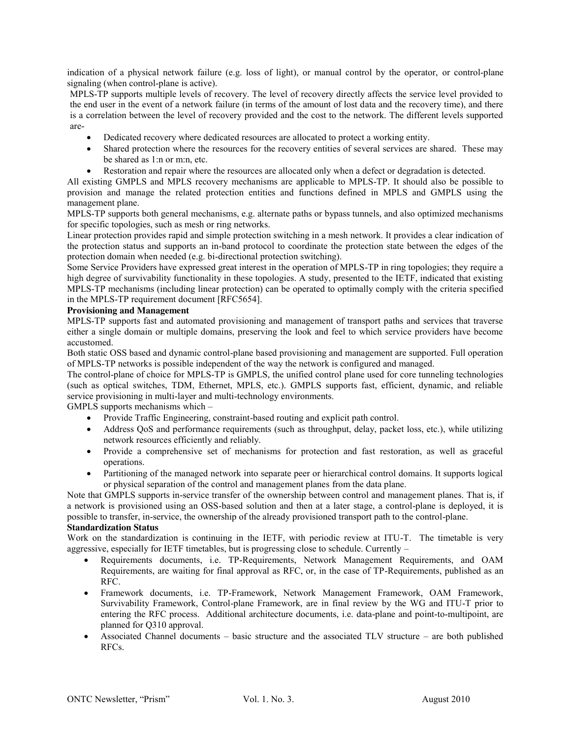indication of a physical network failure (e.g. loss of light), or manual control by the operator, or control-plane signaling (when control-plane is active).

MPLS-TP supports multiple levels of recovery. The level of recovery directly affects the service level provided to the end user in the event of a network failure (in terms of the amount of lost data and the recovery time), and there is a correlation between the level of recovery provided and the cost to the network. The different levels supported are-

- Dedicated recovery where dedicated resources are allocated to protect a working entity.
- Shared protection where the resources for the recovery entities of several services are shared. These may be shared as 1:n or m:n, etc.
- Restoration and repair where the resources are allocated only when a defect or degradation is detected.

All existing GMPLS and MPLS recovery mechanisms are applicable to MPLS-TP. It should also be possible to provision and manage the related protection entities and functions defined in MPLS and GMPLS using the management plane.

MPLS-TP supports both general mechanisms, e.g. alternate paths or bypass tunnels, and also optimized mechanisms for specific topologies, such as mesh or ring networks.

Linear protection provides rapid and simple protection switching in a mesh network. It provides a clear indication of the protection status and supports an in-band protocol to coordinate the protection state between the edges of the protection domain when needed (e.g. bi-directional protection switching).

Some Service Providers have expressed great interest in the operation of MPLS-TP in ring topologies; they require a high degree of survivability functionality in these topologies. A study, presented to the IETF, indicated that existing MPLS-TP mechanisms (including linear protection) can be operated to optimally comply with the criteria specified in the MPLS-TP requirement document [RFC5654].

**Provisioning and Management**

MPLS-TP supports fast and automated provisioning and management of transport paths and services that traverse either a single domain or multiple domains, preserving the look and feel to which service providers have become accustomed.

Both static OSS based and dynamic control-plane based provisioning and management are supported. Full operation of MPLS-TP networks is possible independent of the way the network is configured and managed.

The control-plane of choice for MPLS-TP is GMPLS, the unified control plane used for core tunneling technologies (such as optical switches, TDM, Ethernet, MPLS, etc.). GMPLS supports fast, efficient, dynamic, and reliable service provisioning in multi-layer and multi-technology environments.

GMPLS supports mechanisms which –

- Provide Traffic Engineering, constraint-based routing and explicit path control.
- Address QoS and performance requirements (such as throughput, delay, packet loss, etc.), while utilizing network resources efficiently and reliably.
- Provide a comprehensive set of mechanisms for protection and fast restoration, as well as graceful operations.
- Partitioning of the managed network into separate peer or hierarchical control domains. It supports logical or physical separation of the control and management planes from the data plane.

Note that GMPLS supports in-service transfer of the ownership between control and management planes. That is, if a network is provisioned using an OSS-based solution and then at a later stage, a control-plane is deployed, it is possible to transfer, in-service, the ownership of the already provisioned transport path to the control-plane.

**Standardization Status**

Work on the standardization is continuing in the IETF, with periodic review at ITU-T. The timetable is very aggressive, especially for IETF timetables, but is progressing close to schedule. Currently –

- Requirements documents, i.e. TP-Requirements, Network Management Requirements, and OAM Requirements, are waiting for final approval as RFC, or, in the case of TP-Requirements, published as an RFC.
- Framework documents, i.e. TP-Framework, Network Management Framework, OAM Framework, Survivability Framework, Control-plane Framework, are in final review by the WG and ITU-T prior to entering the RFC process. Additional architecture documents, i.e. data-plane and point-to-multipoint, are planned for Q310 approval.
- Associated Channel documents – basic structure and the associated TLV structure – are both published RFCs.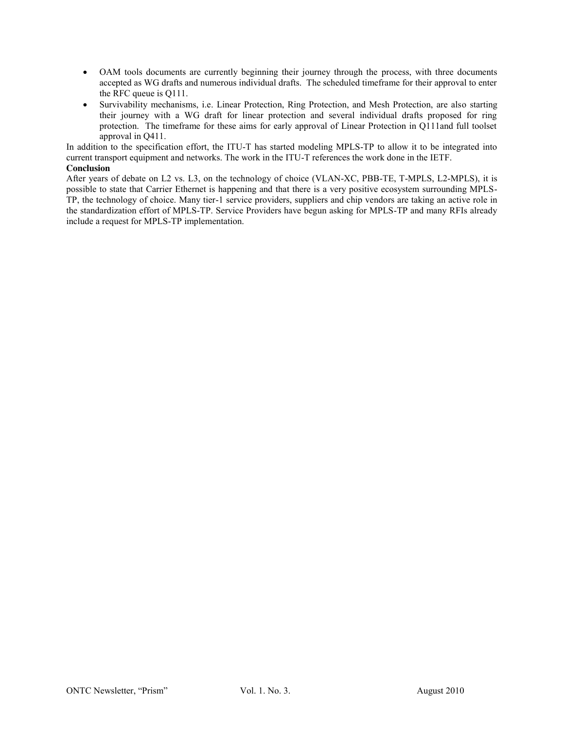- OAM tools documents are currently beginning their journey through the process, with three documents accepted as WG drafts and numerous individual drafts. The scheduled timeframe for their approval to enter the RFC queue is Q111.
- Survivability mechanisms, i.e. Linear Protection, Ring Protection, and Mesh Protection, are also starting their journey with a WG draft for linear protection and several individual drafts proposed for ring protection. The timeframe for these aims for early approval of Linear Protection in Q111and full toolset approval in Q411.

In addition to the specification effort, the ITU-T has started modeling MPLS-TP to allow it to be integrated into current transport equipment and networks. The work in the ITU-T references the work done in the IETF.

**Conclusion**

After years of debate on L2 vs. L3, on the technology of choice (VLAN-XC, PBB-TE, T-MPLS, L2-MPLS), it is possible to state that Carrier Ethernet is happening and that there is a very positive ecosystem surrounding MPLS-TP, the technology of choice. Many tier-1 service providers, suppliers and chip vendors are taking an active role in the standardization effort of MPLS-TP. Service Providers have begun asking for MPLS-TP and many RFIs already include a request for MPLS-TP implementation.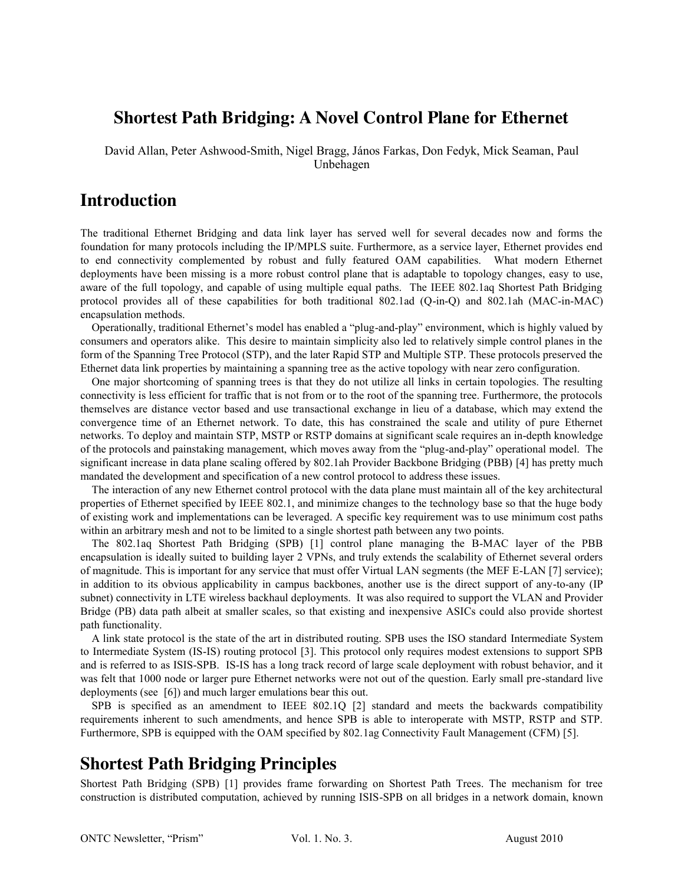# Shortest Path Bridging: A Novel Control Plane for Ethernet

David Allan, Peter Ashwood-Smith, Nigel Bragg, János Farkas, Don Fedyk, Mick Seaman, Paul Unbehagen

## Introduction

The traditional Ethernet Bridging and data link layer has served well for several decades now and forms the foundation for many protocols including the IP/MPLS suite. Furthermore, as a service layer, Ethernet provides end to end connectivity complemented by robust and fully featured OAM capabilities. What modern Ethernet deployments have been missing is a more robust control plane that is adaptable to topology changes, easy to use, aware of the full topology, and capable of using multiple equal paths. The IEEE 802.1aq Shortest Path Bridging protocol provides all of these capabilities for both traditional 802.1ad (Q-in-Q) and 802.1ah (MAC-in-MAC) encapsulation methods.

Operationally, traditional Ethernet's model has enabled a "plug-and-play" environment, which is highly valued by consumers and operators alike. This desire to maintain simplicity also led to relatively simple control planes in the form of the Spanning Tree Protocol (STP), and the later Rapid STP and Multiple STP. These protocols preserved the Ethernet data link properties by maintaining a spanning tree as the active topology with near zero configuration.

One major shortcoming of spanning trees is that they do not utilize all links in certain topologies. The resulting connectivity is less efficient for traffic that is not from or to the root of the spanning tree. Furthermore, the protocols themselves are distance vector based and use transactional exchange in lieu of a database, which may extend the convergence time of an Ethernet network. To date, this has constrained the scale and utility of pure Ethernet networks. To deploy and maintain STP, MSTP or RSTP domains at significant scale requires an in-depth knowledge of the protocols and painstaking management, which moves away from the "plug-and-play" operational model. The significant increase in data plane scaling offered by 802.1ah Provider Backbone Bridging (PBB) [4] has pretty much mandated the development and specification of a new control protocol to address these issues.

The interaction of any new Ethernet control protocol with the data plane must maintain all of the key architectural properties of Ethernet specified by IEEE 802.1, and minimize changes to the technology base so that the huge body of existing work and implementations can be leveraged. A specific key requirement was to use minimum cost paths within an arbitrary mesh and not to be limited to a single shortest path between any two points.

The 802.1aq Shortest Path Bridging (SPB) [1] control plane managing the B-MAC layer of the PBB encapsulation is ideally suited to building layer 2 VPNs, and truly extends the scalability of Ethernet several orders of magnitude. This is important for any service that must offer Virtual LAN segments (the MEF E-LAN [7] service); in addition to its obvious applicability in campus backbones, another use is the direct support of any-to-any (IP subnet) connectivity in LTE wireless backhaul deployments. It was also required to support the VLAN and Provider Bridge (PB) data path albeit at smaller scales, so that existing and inexpensive ASICs could also provide shortest path functionality.

A link state protocol is the state of the art in distributed routing. SPB uses the ISO standard Intermediate System to Intermediate System (IS-IS) routing protocol [3]. This protocol only requires modest extensions to support SPB and is referred to as ISIS-SPB. IS-IS has a long track record of large scale deployment with robust behavior, and it was felt that 1000 node or larger pure Ethernet networks were not out of the question. Early small pre-standard live deployments (see [6]) and much larger emulations bear this out.

SPB is specified as an amendment to IEEE 802.1Q [2] standard and meets the backwards compatibility requirements inherent to such amendments, and hence SPB is able to interoperate with MSTP, RSTP and STP. Furthermore, SPB is equipped with the OAM specified by 802.1ag Connectivity Fault Management (CFM) [5].

## Shortest Path Bridging Principles

Shortest Path Bridging (SPB) [1] provides frame forwarding on Shortest Path Trees. The mechanism for tree construction is distributed computation, achieved by running ISIS-SPB on all bridges in a network domain, known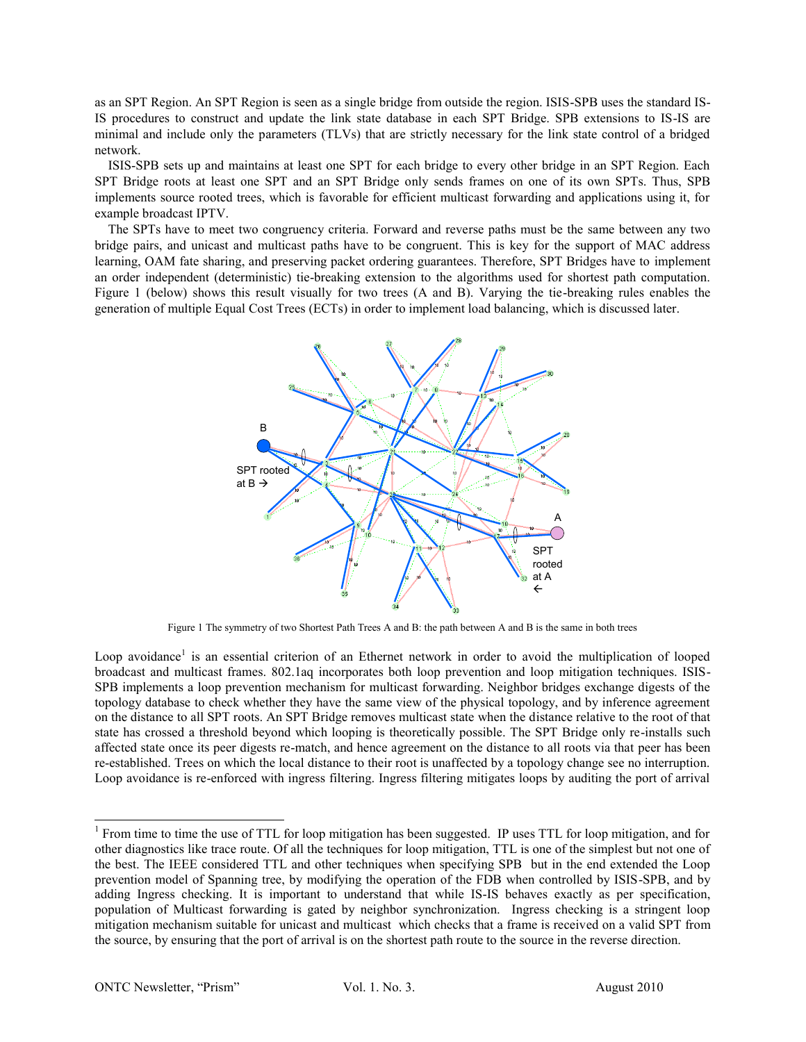as an SPT Region. An SPT Region is seen as a single bridge from outside the region. ISIS-SPB uses the standard IS-IS procedures to construct and update the link state database in each SPT Bridge. SPB extensions to IS-IS are minimal and include only the parameters (TLVs) that are strictly necessary for the link state control of a bridged network.

ISIS-SPB sets up and maintains at least one SPT for each bridge to every other bridge in an SPT Region. Each SPT Bridge roots at least one SPT and an SPT Bridge only sends frames on one of its own SPTs. Thus, SPB implements source rooted trees, which is favorable for efficient multicast forwarding and applications using it, for example broadcast IPTV.

The SPTs have to meet two congruency criteria. Forward and reverse paths must be the same between any two bridge pairs, and unicast and multicast paths have to be congruent. This is key for the support of MAC address learning, OAM fate sharing, and preserving packet ordering guarantees. Therefore, SPT Bridges have to implement an order independent (deterministic) tie-breaking extension to the algorithms used for shortest path computation. Figure 1 (below) shows this result visually for two trees (A and B). Varying the tie-breaking rules enables the generation of multiple Equal Cost Trees (ECTs) in order to implement load balancing, which is discussed later.

Figure 1 The symmetry of two Shortest Path Trees A and B: the path between A and B is the same in both trees

Loop avoidance[1] is an essential criterion of an Ethernet network in order to avoid the multiplication of looped broadcast and multicast frames. 802.1aq incorporates both loop prevention and loop mitigation techniques. ISIS-SPB implements a loop prevention mechanism for multicast forwarding. Neighbor bridges exchange digests of the topology database to check whether they have the same view of the physical topology, and by inference agreement on the distance to all SPT roots. An SPT Bridge removes multicast state when the distance relative to the root of that state has crossed a threshold beyond which looping is theoretically possible. The SPT Bridge only re-installs such affected state once its peer digests re-match, and hence agreement on the distance to all roots via that peer has been re-established. Trees on which the local distance to their root is unaffected by a topology change see no interruption. Loop avoidance is re-enforced with ingress filtering. Ingress filtering mitigates loops by auditing the port of arrival

[1] From time to time the use of TTL for loop mitigation has been suggested. IP uses TTL for loop mitigation, and for other diagnostics like trace route. Of all the techniques for loop mitigation, TTL is one of the simplest but not one of the best. The IEEE considered TTL and other techniques when specifying SPB but in the end extended the Loop prevention model of Spanning tree, by modifying the operation of the FDB when controlled by ISIS-SPB, and by adding Ingress checking. It is important to understand that while IS-IS behaves exactly as per specification, population of Multicast forwarding is gated by neighbor synchronization. Ingress checking is a stringent loop mitigation mechanism suitable for unicast and multicast which checks that a frame is received on a valid SPT from the source, by ensuring that the port of arrival is on the shortest path route to the source in the reverse direction.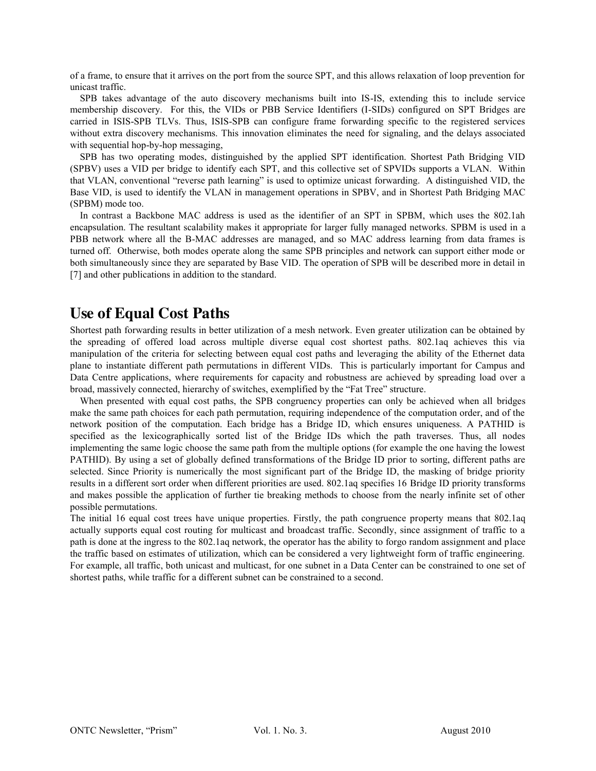of a frame, to ensure that it arrives on the port from the source SPT, and this allows relaxation of loop prevention for unicast traffic.

SPB takes advantage of the auto discovery mechanisms built into IS-IS, extending this to include service membership discovery. For this, the VIDs or PBB Service Identifiers (I-SIDs) configured on SPT Bridges are carried in ISIS-SPB TLVs. Thus, ISIS-SPB can configure frame forwarding specific to the registered services without extra discovery mechanisms. This innovation eliminates the need for signaling, and the delays associated with sequential hop-by-hop messaging,

SPB has two operating modes, distinguished by the applied SPT identification. Shortest Path Bridging VID (SPBV) uses a VID per bridge to identify each SPT, and this collective set of SPVIDs supports a VLAN. Within that VLAN, conventional "reverse path learning" is used to optimize unicast forwarding. A distinguished VID, the Base VID, is used to identify the VLAN in management operations in SPBV, and in Shortest Path Bridging MAC (SPBM) mode too.

In contrast a Backbone MAC address is used as the identifier of an SPT in SPBM, which uses the 802.1ah encapsulation. The resultant scalability makes it appropriate for larger fully managed networks. SPBM is used in a PBB network where all the B-MAC addresses are managed, and so MAC address learning from data frames is turned off. Otherwise, both modes operate along the same SPB principles and network can support either mode or both simultaneously since they are separated by Base VID. The operation of SPB will be described more in detail in [7] and other publications in addition to the standard.

## Use of Equal Cost Paths

Shortest path forwarding results in better utilization of a mesh network. Even greater utilization can be obtained by the spreading of offered load across multiple diverse equal cost shortest paths. 802.1aq achieves this via manipulation of the criteria for selecting between equal cost paths and leveraging the ability of the Ethernet data plane to instantiate different path permutations in different VIDs. This is particularly important for Campus and Data Centre applications, where requirements for capacity and robustness are achieved by spreading load over a broad, massively connected, hierarchy of switches, exemplified by the "Fat Tree" structure.

When presented with equal cost paths, the SPB congruency properties can only be achieved when all bridges make the same path choices for each path permutation, requiring independence of the computation order, and of the network position of the computation. Each bridge has a Bridge ID, which ensures uniqueness. A PATHID is specified as the lexicographically sorted list of the Bridge IDs which the path traverses. Thus, all nodes implementing the same logic choose the same path from the multiple options (for example the one having the lowest PATHID). By using a set of globally defined transformations of the Bridge ID prior to sorting, different paths are selected. Since Priority is numerically the most significant part of the Bridge ID, the masking of bridge priority results in a different sort order when different priorities are used. 802.1aq specifies 16 Bridge ID priority transforms and makes possible the application of further tie breaking methods to choose from the nearly infinite set of other possible permutations.

The initial 16 equal cost trees have unique properties. Firstly, the path congruence property means that 802.1aq actually supports equal cost routing for multicast and broadcast traffic. Secondly, since assignment of traffic to a path is done at the ingress to the 802.1aq network, the operator has the ability to forgo random assignment and place the traffic based on estimates of utilization, which can be considered a very lightweight form of traffic engineering. For example, all traffic, both unicast and multicast, for one subnet in a Data Center can be constrained to one set of shortest paths, while traffic for a different subnet can be constrained to a second.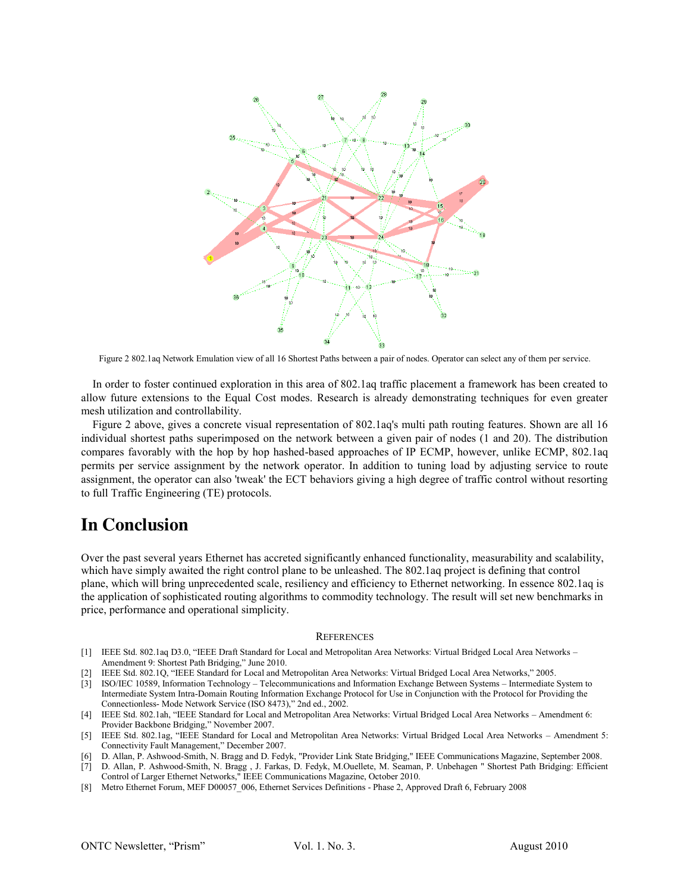Figure 2 802.1aq Network Emulation view of all 16 Shortest Paths between a pair of nodes. Operator can select any of them per service.

In order to foster continued exploration in this area of 802.1aq traffic placement a framework has been created to allow future extensions to the Equal Cost modes. Research is already demonstrating techniques for even greater mesh utilization and controllability.

Figure 2 above, gives a concrete visual representation of 802.1aq's multi path routing features. Shown are all 16 individual shortest paths superimposed on the network between a given pair of nodes (1 and 20). The distribution compares favorably with the hop by hop hashed-based approaches of IP ECMP, however, unlike ECMP, 802.1aq permits per service assignment by the network operator. In addition to tuning load by adjusting service to route assignment, the operator can also 'tweak' the ECT behaviors giving a high degree of traffic control without resorting to full Traffic Engineering (TE) protocols.

# In Conclusion

Over the past several years Ethernet has accreted significantly enhanced functionality, measurability and scalability, which have simply awaited the right control plane to be unleashed. The 802.1aq project is defining that control plane, which will bring unprecedented scale, resiliency and efficiency to Ethernet networking. In essence 802.1aq is the application of sophisticated routing algorithms to commodity technology. The result will set new benchmarks in price, performance and operational simplicity.

## References

[1] IEEE Std. 802.1aq D3.0, "IEEE Draft Standard for Local and Metropolitan Area Networks: Virtual Bridged Local Area Networks – Amendment 9: Shortest Path Bridging," June 2010.

[2] IEEE Std. 802.1Q, "IEEE Standard for Local and Metropolitan Area Networks: Virtual Bridged Local Area Networks," 2005.

[3] ISO/IEC 10589, Information Technology – Telecommunications and Information Exchange Between Systems – Intermediate System to Intermediate System Intra-Domain Routing Information Exchange Protocol for Use in Conjunction with the Protocol for Providing the Connectionless- Mode Network Service (ISO 8473)," 2nd ed., 2002.

[4] IEEE Std. 802.1ah, "IEEE Standard for Local and Metropolitan Area Networks: Virtual Bridged Local Area Networks – Amendment 6: Provider Backbone Bridging," November 2007.

[5] IEEE Std. 802.1ag, "IEEE Standard for Local and Metropolitan Area Networks: Virtual Bridged Local Area Networks – Amendment 5: Connectivity Fault Management," December 2007.

[6] D. Allan, P. Ashwood-Smith, N. Bragg and D. Fedyk, "Provider Link State Bridging," IEEE Communications Magazine, September 2008.

[7] D. Allan, P. Ashwood-Smith, N. Bragg , J. Farkas, D. Fedyk, M.Ouellete, M. Seaman, P. Unbehagen " Shortest Path Bridging: Efficient Control of Larger Ethernet Networks," IEEE Communications Magazine, October 2010.

[8] Metro Ethernet Forum, MEF D00057_006, Ethernet Services Definitions - Phase 2, Approved Draft 6, February 2008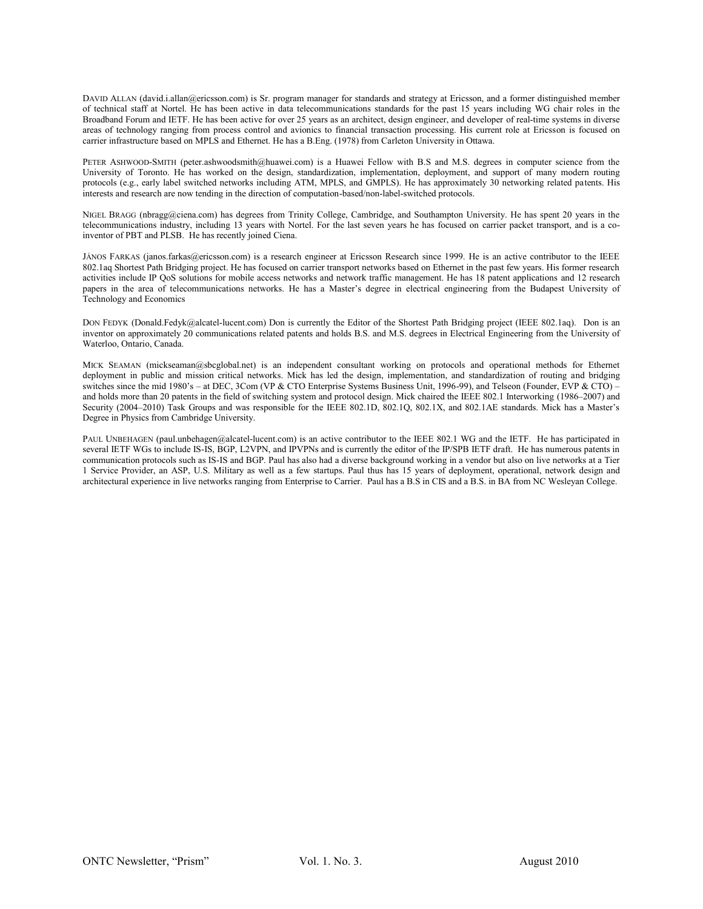DAVID ALLAN (david.i.allan@ericsson.com) is Sr. program manager for standards and strategy at Ericsson, and a former distinguished member of technical staff at Nortel. He has been active in data telecommunications standards for the past 15 years including WG chair roles in the Broadband Forum and IETF. He has been active for over 25 years as an architect, design engineer, and developer of real-time systems in diverse areas of technology ranging from process control and avionics to financial transaction processing. His current role at Ericsson is focused on carrier infrastructure based on MPLS and Ethernet. He has a B.Eng. (1978) from Carleton University in Ottawa.

PETER ASHWOOD-SMITH (peter.ashwoodsmith@huawei.com) is a Huawei Fellow with B.S and M.S. degrees in computer science from the University of Toronto. He has worked on the design, standardization, implementation, deployment, and support of many modern routing protocols (e.g., early label switched networks including ATM, MPLS, and GMPLS). He has approximately 30 networking related patents. His interests and research are now tending in the direction of computation-based/non-label-switched protocols.

NIGEL BRAGG (nbragg@ciena.com) has degrees from Trinity College, Cambridge, and Southampton University. He has spent 20 years in the telecommunications industry, including 13 years with Nortel. For the last seven years he has focused on carrier packet transport, and is a co-inventor of PBT and PLSB. He has recently joined Ciena.

JÁNOS FARKAS (janos.farkas@ericsson.com) is a research engineer at Ericsson Research since 1999. He is an active contributor to the IEEE 802.1aq Shortest Path Bridging project. He has focused on carrier transport networks based on Ethernet in the past few years. His former research activities include IP QoS solutions for mobile access networks and network traffic management. He has 18 patent applications and 12 research papers in the area of telecommunications networks. He has a Master's degree in electrical engineering from the Budapest University of Technology and Economics

DON FEDYK (Donald.Fedyk@alcatel-lucent.com) Don is currently the Editor of the Shortest Path Bridging project (IEEE 802.1aq). Don is an inventor on approximately 20 communications related patents and holds B.S. and M.S. degrees in Electrical Engineering from the University of Waterloo, Ontario, Canada.

MICK SEAMAN (mickseaman@sbcglobal.net) is an independent consultant working on protocols and operational methods for Ethernet deployment in public and mission critical networks. Mick has led the design, implementation, and standardization of routing and bridging switches since the mid 1980's – at DEC, 3Com (VP & CTO Enterprise Systems Business Unit, 1996-99), and Telseon (Founder, EVP & CTO) – and holds more than 20 patents in the field of switching system and protocol design. Mick chaired the IEEE 802.1 Interworking (1986–2007) and Security (2004–2010) Task Groups and was responsible for the IEEE 802.1D, 802.1Q, 802.1X, and 802.1AE standards. Mick has a Master's Degree in Physics from Cambridge University.

PAUL UNBEHAGEN (paul.unbehagen@alcatel-lucent.com) is an active contributor to the IEEE 802.1 WG and the IETF. He has participated in several IETF WGs to include IS-IS, BGP, L2VPN, and IPVPNs and is currently the editor of the IP/SPB IETF draft. He has numerous patents in communication protocols such as IS-IS and BGP. Paul has also had a diverse background working in a vendor but also on live networks at a Tier 1 Service Provider, an ASP, U.S. Military as well as a few startups. Paul thus has 15 years of deployment, operational, network design and architectural experience in live networks ranging from Enterprise to Carrier. Paul has a B.S in CIS and a B.S. in BA from NC Wesleyan College.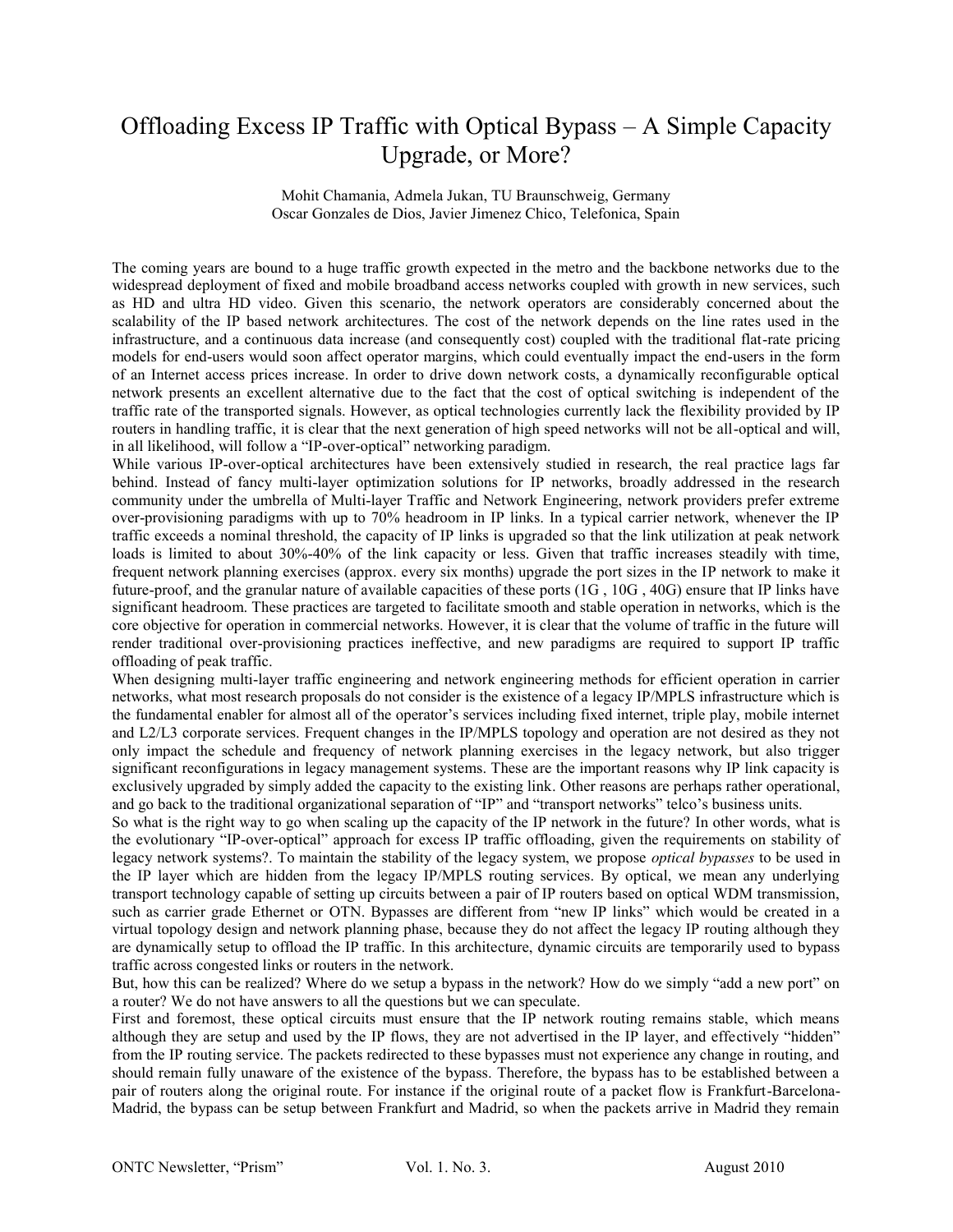# Offloading Excess IP Traffic with Optical Bypass – A Simple Capacity Upgrade, or More?

Mohit Chamania, Admela Jukan, TU Braunschweig, Germany
Oscar Gonzales de Dios, Javier Jimenez Chico, Telefonica, Spain

The coming years are bound to a huge traffic growth expected in the metro and the backbone networks due to the widespread deployment of fixed and mobile broadband access networks coupled with growth in new services, such as HD and ultra HD video. Given this scenario, the network operators are considerably concerned about the scalability of the IP based network architectures. The cost of the network depends on the line rates used in the infrastructure, and a continuous data increase (and consequently cost) coupled with the traditional flat-rate pricing models for end-users would soon affect operator margins, which could eventually impact the end-users in the form of an Internet access prices increase. In order to drive down network costs, a dynamically reconfigurable optical network presents an excellent alternative due to the fact that the cost of optical switching is independent of the traffic rate of the transported signals. However, as optical technologies currently lack the flexibility provided by IP routers in handling traffic, it is clear that the next generation of high speed networks will not be all-optical and will, in all likelihood, will follow a "IP-over-optical" networking paradigm.

While various IP-over-optical architectures have been extensively studied in research, the real practice lags far behind. Instead of fancy multi-layer optimization solutions for IP networks, broadly addressed in the research community under the umbrella of Multi-layer Traffic and Network Engineering, network providers prefer extreme over-provisioning paradigms with up to 70% headroom in IP links. In a typical carrier network, whenever the IP traffic exceeds a nominal threshold, the capacity of IP links is upgraded so that the link utilization at peak network loads is limited to about 30%-40% of the link capacity or less. Given that traffic increases steadily with time, frequent network planning exercises (approx. every six months) upgrade the port sizes in the IP network to make it future-proof, and the granular nature of available capacities of these ports (1G , 10G , 40G) ensure that IP links have significant headroom. These practices are targeted to facilitate smooth and stable operation in networks, which is the core objective for operation in commercial networks. However, it is clear that the volume of traffic in the future will render traditional over-provisioning practices ineffective, and new paradigms are required to support IP traffic offloading of peak traffic.

When designing multi-layer traffic engineering and network engineering methods for efficient operation in carrier networks, what most research proposals do not consider is the existence of a legacy IP/MPLS infrastructure which is the fundamental enabler for almost all of the operator's services including fixed internet, triple play, mobile internet and L2/L3 corporate services. Frequent changes in the IP/MPLS topology and operation are not desired as they not only impact the schedule and frequency of network planning exercises in the legacy network, but also trigger significant reconfigurations in legacy management systems. These are the important reasons why IP link capacity is exclusively upgraded by simply added the capacity to the existing link. Other reasons are perhaps rather operational, and go back to the traditional organizational separation of "IP" and "transport networks" telco's business units.

So what is the right way to go when scaling up the capacity of the IP network in the future? In other words, what is the evolutionary "IP-over-optical" approach for excess IP traffic offloading, given the requirements on stability of legacy network systems?. To maintain the stability of the legacy system, we propose *optical bypasses* to be used in the IP layer which are hidden from the legacy IP/MPLS routing services. By optical, we mean any underlying transport technology capable of setting up circuits between a pair of IP routers based on optical WDM transmission, such as carrier grade Ethernet or OTN. Bypasses are different from "new IP links" which would be created in a virtual topology design and network planning phase, because they do not affect the legacy IP routing although they are dynamically setup to offload the IP traffic. In this architecture, dynamic circuits are temporarily used to bypass traffic across congested links or routers in the network.

But, how this can be realized? Where do we setup a bypass in the network? How do we simply "add a new port" on a router? We do not have answers to all the questions but we can speculate.

First and foremost, these optical circuits must ensure that the IP network routing remains stable, which means although they are setup and used by the IP flows, they are not advertised in the IP layer, and effectively "hidden" from the IP routing service. The packets redirected to these bypasses must not experience any change in routing, and should remain fully unaware of the existence of the bypass. Therefore, the bypass has to be established between a pair of routers along the original route. For instance if the original route of a packet flow is Frankfurt-Barcelona-Madrid, the bypass can be setup between Frankfurt and Madrid, so when the packets arrive in Madrid they remain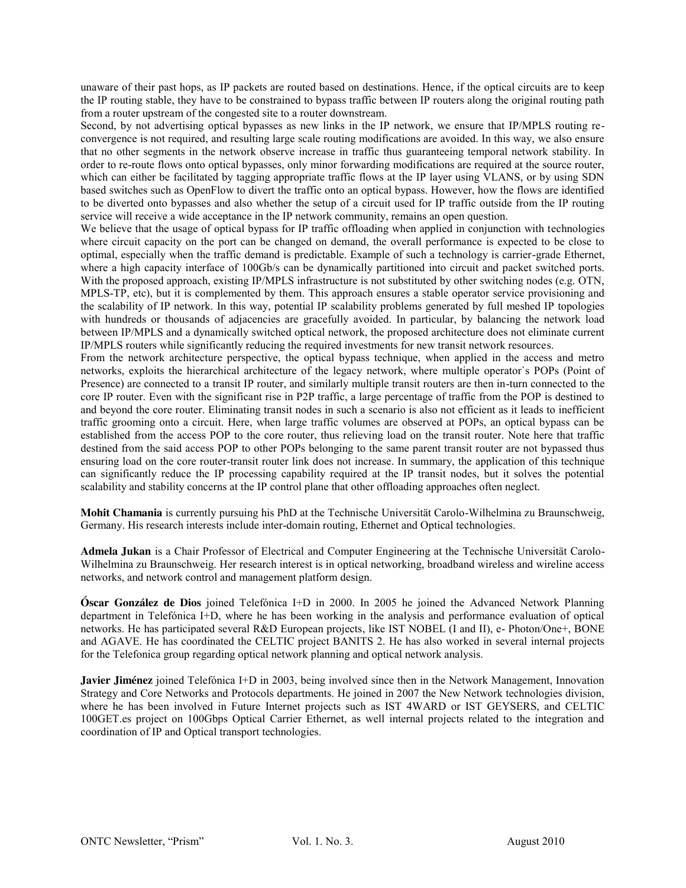unaware of their past hops, as IP packets are routed based on destinations. Hence, if the optical circuits are to keep the IP routing stable, they have to be constrained to bypass traffic between IP routers along the original routing path from a router upstream of the congested site to a router downstream.

Second, by not advertising optical bypasses as new links in the IP network, we ensure that IP/MPLS routing re-convergence is not required, and resulting large scale routing modifications are avoided. In this way, we also ensure that no other segments in the network observe increase in traffic thus guaranteeing temporal network stability. In order to re-route flows onto optical bypasses, only minor forwarding modifications are required at the source router, which can either be facilitated by tagging appropriate traffic flows at the IP layer using VLANS, or by using SDN based switches such as OpenFlow to divert the traffic onto an optical bypass. However, how the flows are identified to be diverted onto bypasses and also whether the setup of a circuit used for IP traffic outside from the IP routing service will receive a wide acceptance in the IP network community, remains an open question.

We believe that the usage of optical bypass for IP traffic offloading when applied in conjunction with technologies where circuit capacity on the port can be changed on demand, the overall performance is expected to be close to optimal, especially when the traffic demand is predictable. Example of such a technology is carrier-grade Ethernet, where a high capacity interface of 100Gb/s can be dynamically partitioned into circuit and packet switched ports. With the proposed approach, existing IP/MPLS infrastructure is not substituted by other switching nodes (e.g. OTN, MPLS-TP, etc), but it is complemented by them. This approach ensures a stable operator service provisioning and the scalability of IP network. In this way, potential IP scalability problems generated by full meshed IP topologies with hundreds or thousands of adjacencies are gracefully avoided. In particular, by balancing the network load between IP/MPLS and a dynamically switched optical network, the proposed architecture does not eliminate current IP/MPLS routers while significantly reducing the required investments for new transit network resources.

From the network architecture perspective, the optical bypass technique, when applied in the access and metro networks, exploits the hierarchical architecture of the legacy network, where multiple operator`s POPs (Point of Presence) are connected to a transit IP router, and similarly multiple transit routers are then in-turn connected to the core IP router. Even with the significant rise in P2P traffic, a large percentage of traffic from the POP is destined to and beyond the core router. Eliminating transit nodes in such a scenario is also not efficient as it leads to inefficient traffic grooming onto a circuit. Here, when large traffic volumes are observed at POPs, an optical bypass can be established from the access POP to the core router, thus relieving load on the transit router. Note here that traffic destined from the said access POP to other POPs belonging to the same parent transit router are not bypassed thus ensuring load on the core router-transit router link does not increase. In summary, the application of this technique can significantly reduce the IP processing capability required at the IP transit nodes, but it solves the potential scalability and stability concerns at the IP control plane that other offloading approaches often neglect.

**Mohit Chamania** is currently pursuing his PhD at the Technische Universität Carolo-Wilhelmina zu Braunschweig, Germany. His research interests include inter-domain routing, Ethernet and Optical technologies.

**Admela Jukan** is a Chair Professor of Electrical and Computer Engineering at the Technische Universität Carolo-Wilhelmina zu Braunschweig. Her research interest is in optical networking, broadband wireless and wireline access networks, and network control and management platform design.

**Óscar González de Dios** joined Telefónica I+D in 2000. In 2005 he joined the Advanced Network Planning department in Telefónica I+D, where he has been working in the analysis and performance evaluation of optical networks. He has participated several R&D European projects, like IST NOBEL (I and II), e- Photon/One+, BONE and AGAVE. He has coordinated the CELTIC project BANITS 2. He has also worked in several internal projects for the Telefonica group regarding optical network planning and optical network analysis.

**Javier Jiménez** joined Telefónica I+D in 2003, being involved since then in the Network Management, Innovation Strategy and Core Networks and Protocols departments. He joined in 2007 the New Network technologies division, where he has been involved in Future Internet projects such as IST 4WARD or IST GEYSERS, and CELTIC 100GET.es project on 100Gbps Optical Carrier Ethernet, as well internal projects related to the integration and coordination of IP and Optical transport technologies.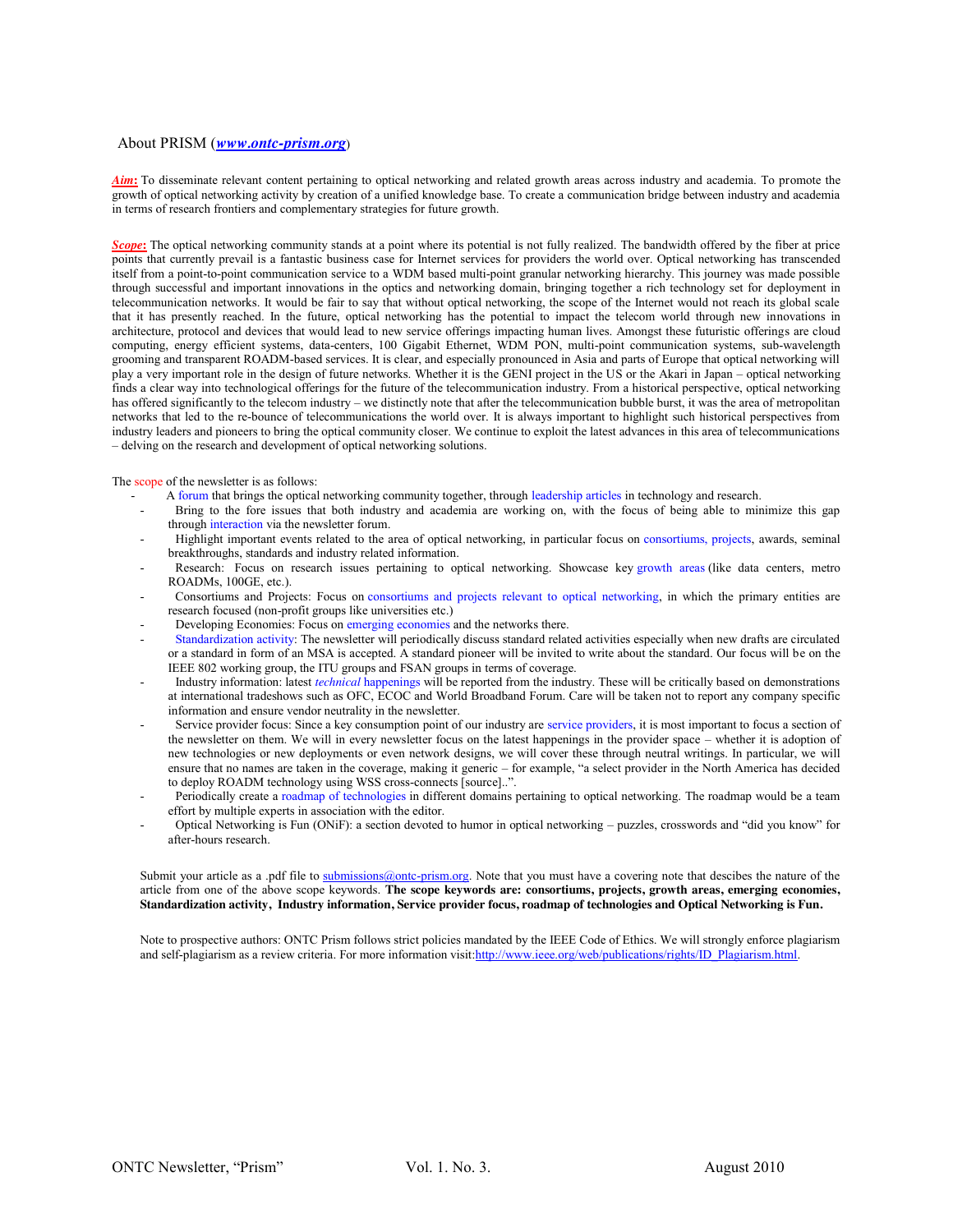## About PRISM (*www.ontc-prism.org*)

***Aim*:** To disseminate relevant content pertaining to optical networking and related growth areas across industry and academia. To promote the growth of optical networking activity by creation of a unified knowledge base. To create a communication bridge between industry and academia in terms of research frontiers and complementary strategies for future growth.

***Scope*:** The optical networking community stands at a point where its potential is not fully realized. The bandwidth offered by the fiber at price points that currently prevail is a fantastic business case for Internet services for providers the world over. Optical networking has transcended itself from a point-to-point communication service to a WDM based multi-point granular networking hierarchy. This journey was made possible through successful and important innovations in the optics and networking domain, bringing together a rich technology set for deployment in telecommunication networks. It would be fair to say that without optical networking, the scope of the Internet would not reach its global scale that it has presently reached. In the future, optical networking has the potential to impact the telecom world through new innovations in architecture, protocol and devices that would lead to new service offerings impacting human lives. Amongst these futuristic offerings are cloud computing, energy efficient systems, data-centers, 100 Gigabit Ethernet, WDM PON, multi-point communication systems, sub-wavelength grooming and transparent ROADM-based services. It is clear, and especially pronounced in Asia and parts of Europe that optical networking will play a very important role in the design of future networks. Whether it is the GENI project in the US or the Akari in Japan – optical networking finds a clear way into technological offerings for the future of the telecommunication industry. From a historical perspective, optical networking has offered significantly to the telecom industry – we distinctly note that after the telecommunication bubble burst, it was the area of metropolitan networks that led to the re-bounce of telecommunications the world over. It is always important to highlight such historical perspectives from industry leaders and pioneers to bring the optical community closer. We continue to exploit the latest advances in this area of telecommunications – delving on the research and development of optical networking solutions.

The scope of the newsletter is as follows:

- A forum that brings the optical networking community together, through leadership articles in technology and research.
- Bring to the fore issues that both industry and academia are working on, with the focus of being able to minimize this gap through interaction via the newsletter forum.
- Highlight important events related to the area of optical networking, in particular focus on consortiums, projects, awards, seminal breakthroughs, standards and industry related information.
- Research: Focus on research issues pertaining to optical networking. Showcase key growth areas (like data centers, metro ROADMs, 100GE, etc.).
- Consortiums and Projects: Focus on consortiums and projects relevant to optical networking, in which the primary entities are research focused (non-profit groups like universities etc.)
- Developing Economies: Focus on emerging economies and the networks there.
- Standardization activity: The newsletter will periodically discuss standard related activities especially when new drafts are circulated or a standard in form of an MSA is accepted. A standard pioneer will be invited to write about the standard. Our focus will be on the IEEE 802 working group, the ITU groups and FSAN groups in terms of coverage.
- Industry information: latest *technical* happenings will be reported from the industry. These will be critically based on demonstrations at international tradeshows such as OFC, ECOC and World Broadband Forum. Care will be taken not to report any company specific information and ensure vendor neutrality in the newsletter.
- Service provider focus: Since a key consumption point of our industry are service providers, it is most important to focus a section of the newsletter on them. We will in every newsletter focus on the latest happenings in the provider space – whether it is adoption of new technologies or new deployments or even network designs, we will cover these through neutral writings. In particular, we will ensure that no names are taken in the coverage, making it generic – for example, "a select provider in the North America has decided to deploy ROADM technology using WSS cross-connects [source]..".
- Periodically create a roadmap of technologies in different domains pertaining to optical networking. The roadmap would be a team effort by multiple experts in association with the editor.
- Optical Networking is Fun (ONiF): a section devoted to humor in optical networking – puzzles, crosswords and "did you know" for after-hours research.

Submit your article as a .pdf file to submissions@ontc-prism.org. Note that you must have a covering note that descibes the nature of the article from one of the above scope keywords. **The scope keywords are: consortiums, projects, growth areas, emerging economies, Standardization activity, Industry information, Service provider focus, roadmap of technologies and Optical Networking is Fun.**

Note to prospective authors: ONTC Prism follows strict policies mandated by the IEEE Code of Ethics. We will strongly enforce plagiarism and self-plagiarism as a review criteria. For more information visit:http://www.ieee.org/web/publications/rights/ID_Plagiarism.html.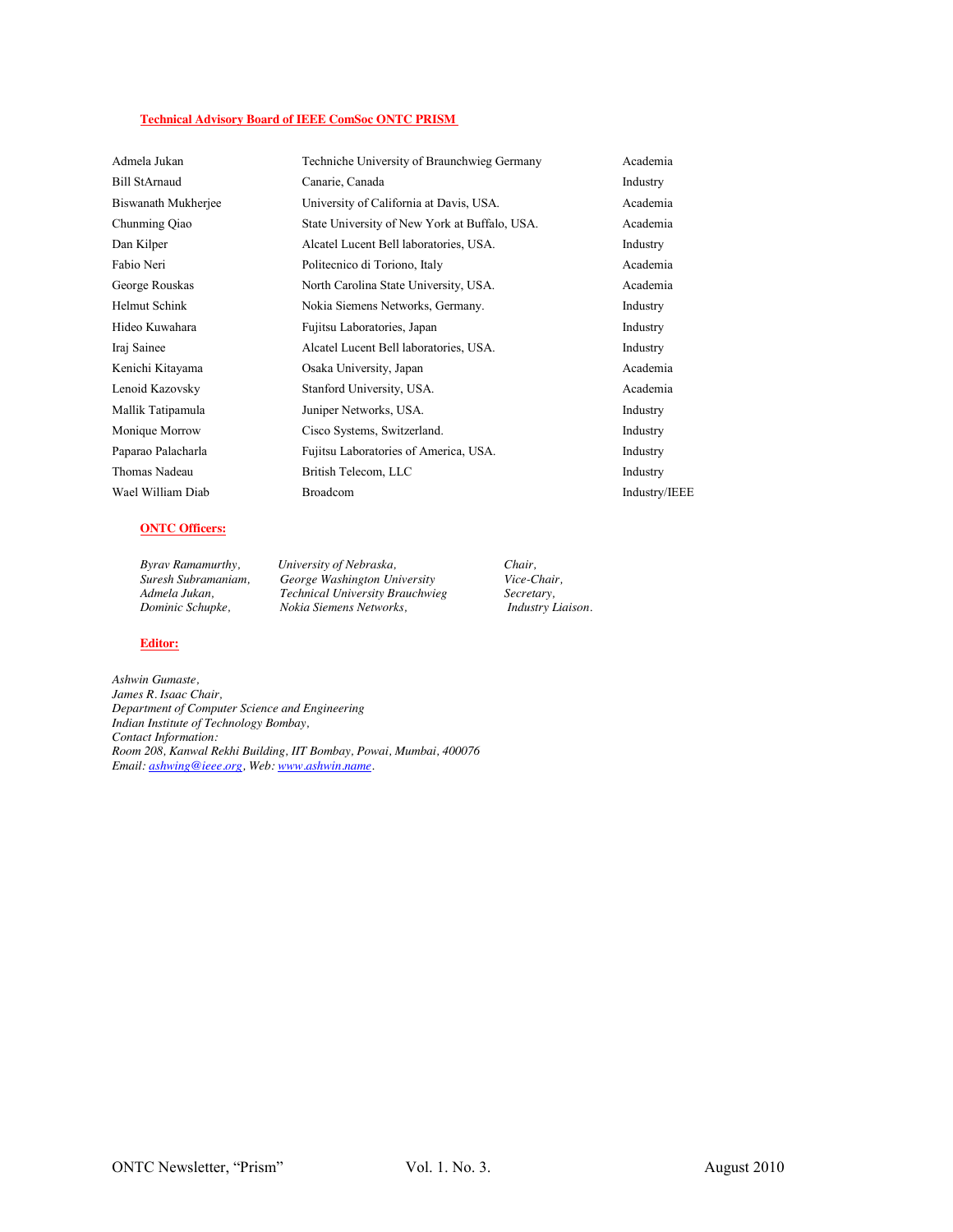**Technical Advisory Board of IEEE ComSoc ONTC PRISM**

| | | |
|---|---|---|
| Admela Jukan | Techniche University of Braunchwieg Germany | Academia |
| Bill StArnaud | Canarie, Canada | Industry |
| Biswanath Mukherjee | University of California at Davis, USA. | Academia |
| Chunming Qiao | State University of New York at Buffalo, USA. | Academia |
| Dan Kilper | Alcatel Lucent Bell laboratories, USA. | Industry |
| Fabio Neri | Politecnico di Toriono, Italy | Academia |
| George Rouskas | North Carolina State University, USA. | Academia |
| Helmut Schink | Nokia Siemens Networks, Germany. | Industry |
| Hideo Kuwahara | Fujitsu Laboratories, Japan | Industry |
| Iraj Sainee | Alcatel Lucent Bell laboratories, USA. | Industry |
| Kenichi Kitayama | Osaka University, Japan | Academia |
| Lenoid Kazovsky | Stanford University, USA. | Academia |
| Mallik Tatipamula | Juniper Networks, USA. | Industry |
| Monique Morrow | Cisco Systems, Switzerland. | Industry |
| Paparao Palacharla | Fujitsu Laboratories of America, USA. | Industry |
| Thomas Nadeau | British Telecom, LLC | Industry |
| Wael William Diab | Broadcom | Industry/IEEE |

**ONTC Officers:**

| | | |
|---|---|---|
| *Byrav Ramamurthy,* | *University of Nebraska,* | *Chair,* |
| *Suresh Subramaniam,* | *George Washington University* | *Vice-Chair,* |
| *Admela Jukan,* | *Technical University Brauchwieg* | *Secretary,* |
| *Dominic Schupke,* | *Nokia Siemens Networks,* | *Industry Liaison.* |

**Editor:**

*Ashwin Gumaste,*
*James R. Isaac Chair,*
*Department of Computer Science and Engineering*
*Indian Institute of Technology Bombay,*
*Contact Information:*
*Room 208, Kanwal Rekhi Building, IIT Bombay, Powai, Mumbai, 400076*
*Email: ashwing@ieee.org, Web: www.ashwin.name.*